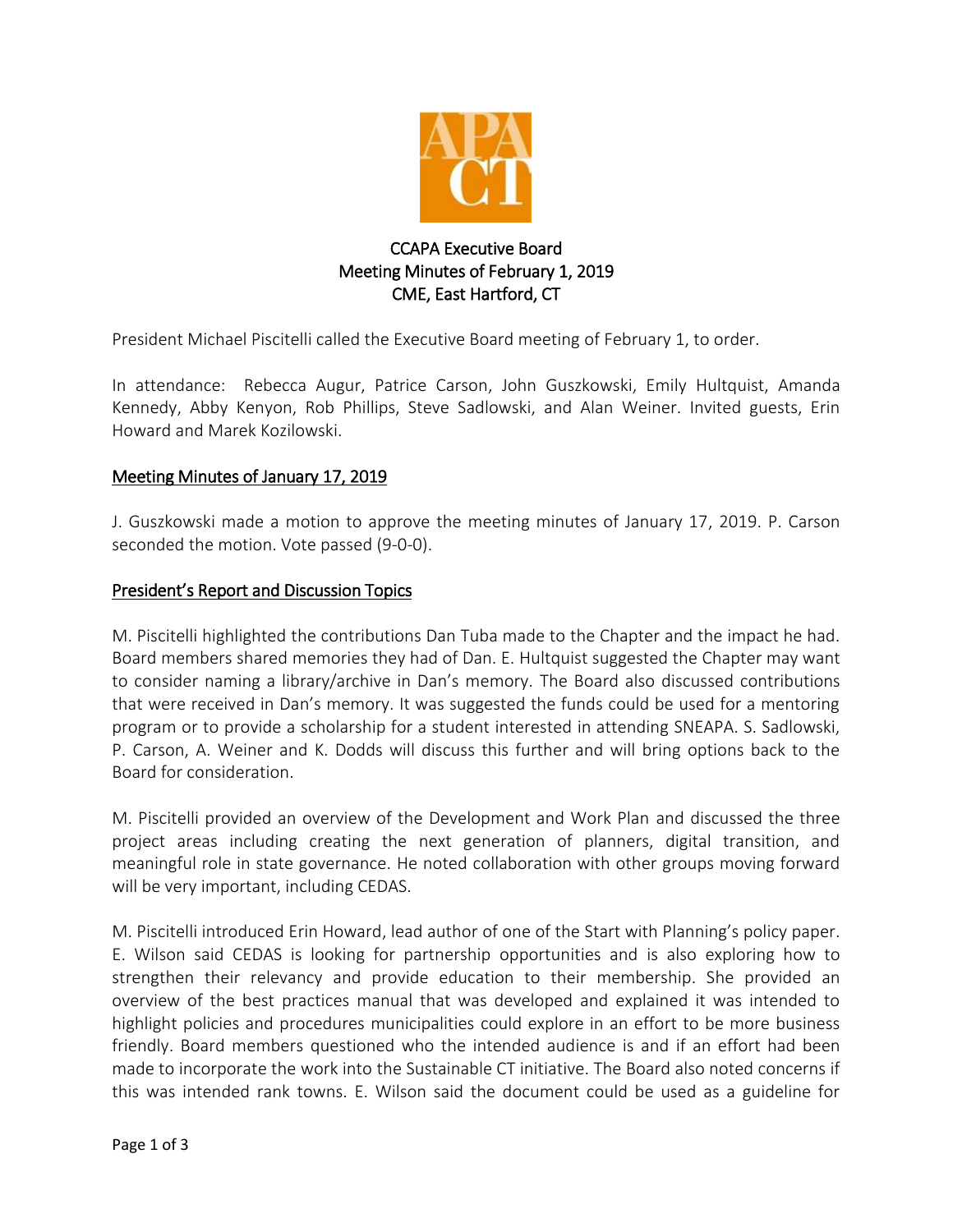# CCAPA Executive Board
## Meeting Minutes of February 1, 2019
### CME, East Hartford, CT

President Michael Piscitelli called the Executive Board meeting of February 1, to order.

In attendance: Rebecca Augur, Patrice Carson, John Guszkowski, Emily Hultquist, Amanda Kennedy, Abby Kenyon, Rob Phillips, Steve Sadlowski, and Alan Weiner. Invited guests, Erin Howard and Marek Kozilowski.

## Meeting Minutes of January 17, 2019

J. Guszkowski made a motion to approve the meeting minutes of January 17, 2019. P. Carson seconded the motion. Vote passed (9-0-0).

## President's Report and Discussion Topics

M. Piscitelli highlighted the contributions Dan Tuba made to the Chapter and the impact he had. Board members shared memories they had of Dan. E. Hultquist suggested the Chapter may want to consider naming a library/archive in Dan's memory. The Board also discussed contributions that were received in Dan's memory. It was suggested the funds could be used for a mentoring program or to provide a scholarship for a student interested in attending SNEAPA. S. Sadlowski, P. Carson, A. Weiner and K. Dodds will discuss this further and will bring options back to the Board for consideration.

M. Piscitelli provided an overview of the Development and Work Plan and discussed the three project areas including creating the next generation of planners, digital transition, and meaningful role in state governance. He noted collaboration with other groups moving forward will be very important, including CEDAS.

M. Piscitelli introduced Erin Howard, lead author of one of the Start with Planning's policy paper. E. Wilson said CEDAS is looking for partnership opportunities and is also exploring how to strengthen their relevancy and provide education to their membership. She provided an overview of the best practices manual that was developed and explained it was intended to highlight policies and procedures municipalities could explore in an effort to be more business friendly. Board members questioned who the intended audience is and if an effort had been made to incorporate the work into the Sustainable CT initiative. The Board also noted concerns if this was intended rank towns. E. Wilson said the document could be used as a guideline for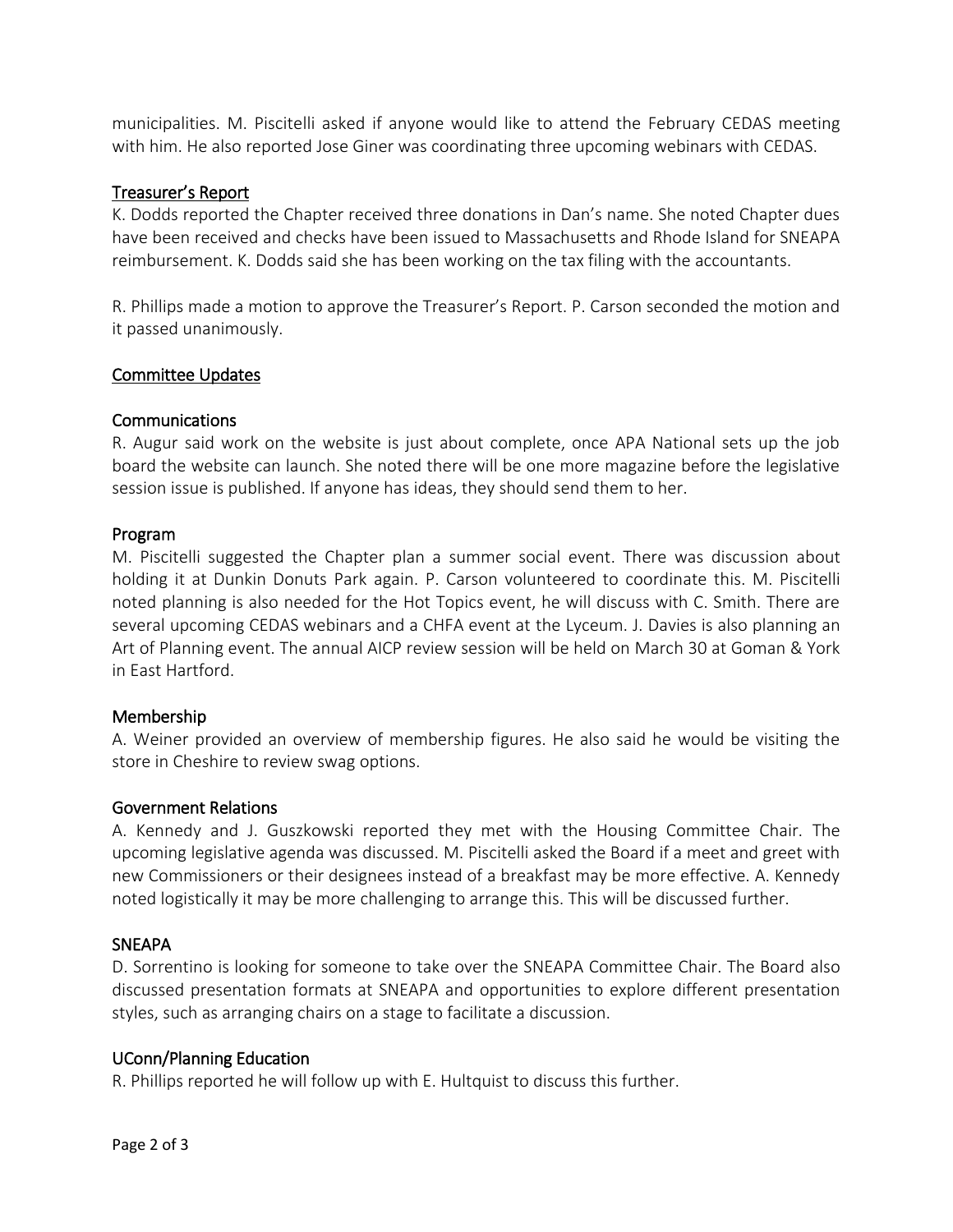municipalities. M. Piscitelli asked if anyone would like to attend the February CEDAS meeting with him. He also reported Jose Giner was coordinating three upcoming webinars with CEDAS.

## Treasurer's Report

K. Dodds reported the Chapter received three donations in Dan's name. She noted Chapter dues have been received and checks have been issued to Massachusetts and Rhode Island for SNEAPA reimbursement. K. Dodds said she has been working on the tax filing with the accountants.

R. Phillips made a motion to approve the Treasurer's Report. P. Carson seconded the motion and it passed unanimously.

## Committee Updates

### Communications

R. Augur said work on the website is just about complete, once APA National sets up the job board the website can launch. She noted there will be one more magazine before the legislative session issue is published. If anyone has ideas, they should send them to her.

### Program

M. Piscitelli suggested the Chapter plan a summer social event. There was discussion about holding it at Dunkin Donuts Park again. P. Carson volunteered to coordinate this. M. Piscitelli noted planning is also needed for the Hot Topics event, he will discuss with C. Smith. There are several upcoming CEDAS webinars and a CHFA event at the Lyceum. J. Davies is also planning an Art of Planning event. The annual AICP review session will be held on March 30 at Goman & York in East Hartford.

### Membership

A. Weiner provided an overview of membership figures. He also said he would be visiting the store in Cheshire to review swag options.

### Government Relations

A. Kennedy and J. Guszkowski reported they met with the Housing Committee Chair. The upcoming legislative agenda was discussed. M. Piscitelli asked the Board if a meet and greet with new Commissioners or their designees instead of a breakfast may be more effective. A. Kennedy noted logistically it may be more challenging to arrange this. This will be discussed further.

### SNEAPA

D. Sorrentino is looking for someone to take over the SNEAPA Committee Chair. The Board also discussed presentation formats at SNEAPA and opportunities to explore different presentation styles, such as arranging chairs on a stage to facilitate a discussion.

### UConn/Planning Education

R. Phillips reported he will follow up with E. Hultquist to discuss this further.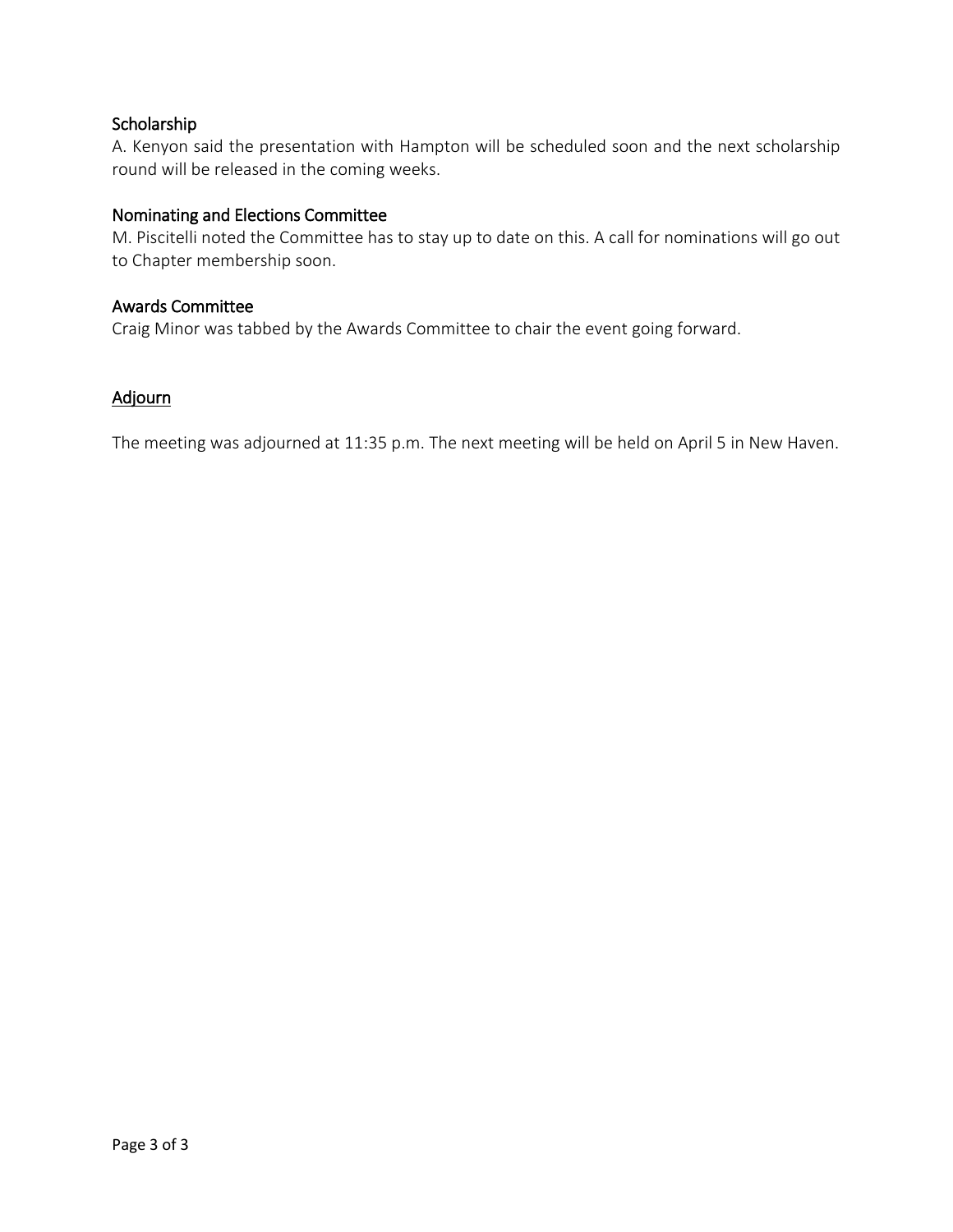### Scholarship

A. Kenyon said the presentation with Hampton will be scheduled soon and the next scholarship round will be released in the coming weeks.

### Nominating and Elections Committee

M. Piscitelli noted the Committee has to stay up to date on this. A call for nominations will go out to Chapter membership soon.

### Awards Committee

Craig Minor was tabbed by the Awards Committee to chair the event going forward.

## Adjourn

The meeting was adjourned at 11:35 p.m. The next meeting will be held on April 5 in New Haven.